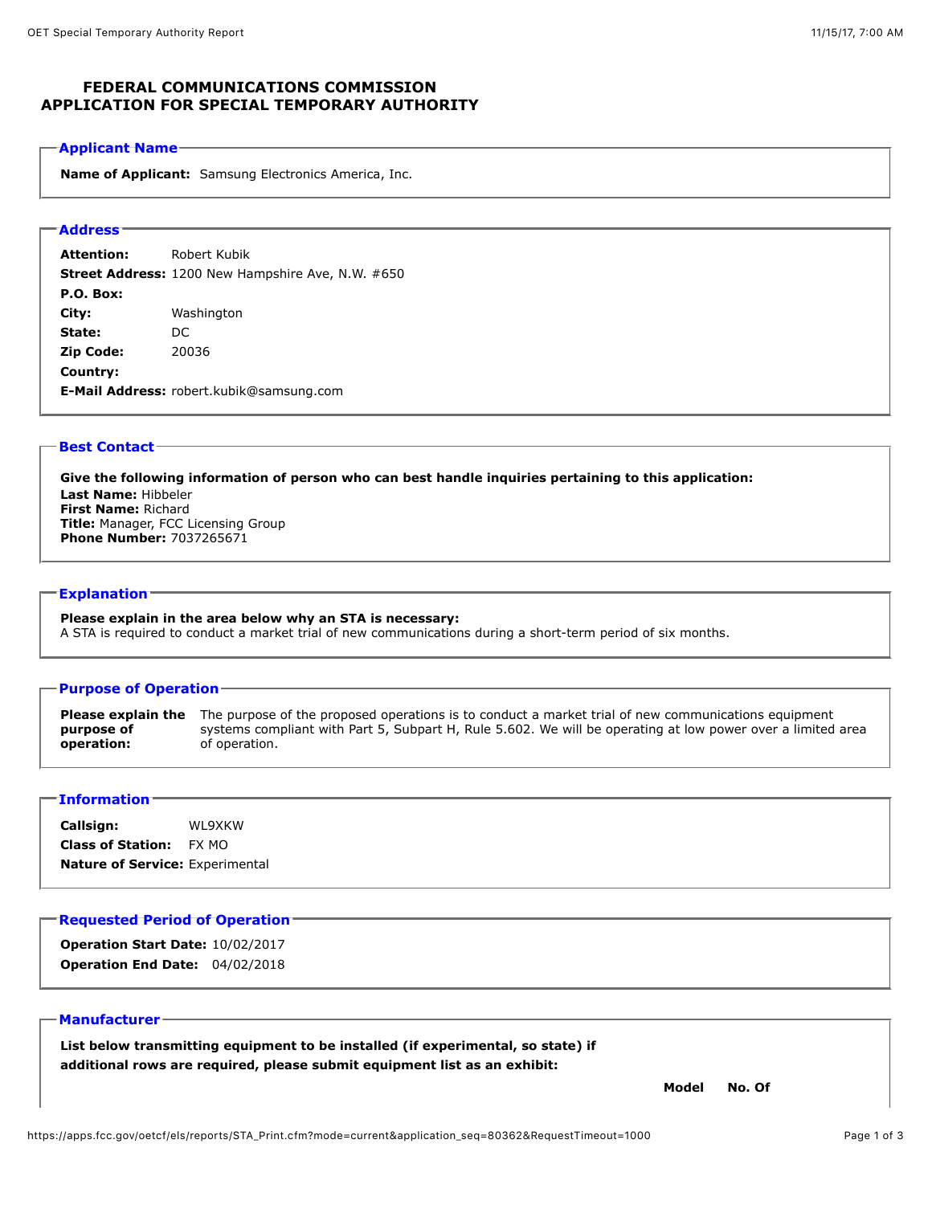# FEDERAL COMMUNICATIONS COMMISSION
# APPLICATION FOR SPECIAL TEMPORARY AUTHORITY

## Applicant Name

**Name of Applicant:** Samsung Electronics America, Inc.

## Address

**Attention:** Robert Kubik
**Street Address:** 1200 New Hampshire Ave, N.W. #650
**P.O. Box:**
**City:** Washington
**State:** DC
**Zip Code:** 20036
**Country:**
**E-Mail Address:** robert.kubik@samsung.com

## Best Contact

**Give the following information of person who can best handle inquiries pertaining to this application:**
**Last Name:** Hibbeler
**First Name:** Richard
**Title:** Manager, FCC Licensing Group
**Phone Number:** 7037265671

## Explanation

**Please explain in the area below why an STA is necessary:**
A STA is required to conduct a market trial of new communications during a short-term period of six months.

## Purpose of Operation

**Please explain the purpose of operation:** The purpose of the proposed operations is to conduct a market trial of new communications equipment systems compliant with Part 5, Subpart H, Rule 5.602. We will be operating at low power over a limited area of operation.

## Information

**Callsign:** WL9XKW
**Class of Station:** FX MO
**Nature of Service:** Experimental

## Requested Period of Operation

**Operation Start Date:** 10/02/2017
**Operation End Date:** 04/02/2018

## Manufacturer

**List below transmitting equipment to be installed (if experimental, so state) if additional rows are required, please submit equipment list as an exhibit:**

| | Model | No. Of |
|---|---|---|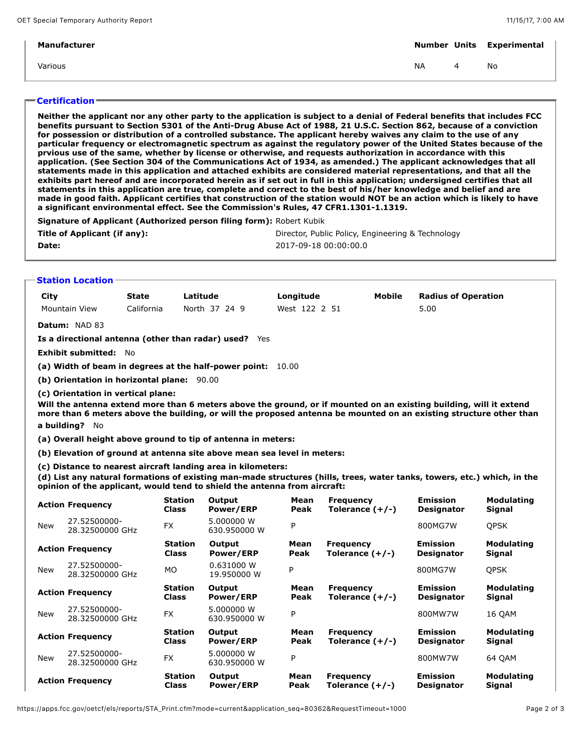| Manufacturer | Number | Units | Experimental |
| --- | --- | --- | --- |
| Various | NA | 4 | No |

## Certification

**Neither the applicant nor any other party to the application is subject to a denial of Federal benefits that includes FCC benefits pursuant to Section 5301 of the Anti-Drug Abuse Act of 1988, 21 U.S.C. Section 862, because of a conviction for possession or distribution of a controlled substance. The applicant hereby waives any claim to the use of any particular frequency or electromagnetic spectrum as against the regulatory power of the United States because of the prvious use of the same, whether by license or otherwise, and requests authorization in accordance with this application. (See Section 304 of the Communications Act of 1934, as amended.) The applicant acknowledges that all statements made in this application and attached exhibits are considered material representations, and that all the exhibits part hereof and are incorporated herein as if set out in full in this application; undersigned certifies that all statements in this application are true, complete and correct to the best of his/her knowledge and belief and are made in good faith. Applicant certifies that construction of the station would NOT be an action which is likely to have a significant environmental effect. See the Commission's Rules, 47 CFR1.1301-1.1319.**

**Signature of Applicant (Authorized person filing form):** Robert Kubik

**Title of Applicant (if any):** Director, Public Policy, Engineering & Technology

**Date:** 2017-09-18 00:00:00.0

## Station Location

| City | State | Latitude | Longitude | Mobile | Radius of Operation |
| --- | --- | --- | --- | --- | --- |
| Mountain View | California | North 37 24 9 | West 122 2 51 | | 5.00 |

**Datum:** NAD 83

**Is a directional antenna (other than radar) used?** Yes

**Exhibit submitted:** No

**(a) Width of beam in degrees at the half-power point:** 10.00

**(b) Orientation in horizontal plane:** 90.00

**(c) Orientation in vertical plane:**

**Will the antenna extend more than 6 meters above the ground, or if mounted on an existing building, will it extend more than 6 meters above the building, or will the proposed antenna be mounted on an existing structure other than a building?** No

**(a) Overall height above ground to tip of antenna in meters:**

**(b) Elevation of ground at antenna site above mean sea level in meters:**

**(c) Distance to nearest aircraft landing area in kilometers:**

**(d) List any natural formations of existing man-made structures (hills, trees, water tanks, towers, etc.) which, in the opinion of the applicant, would tend to shield the antenna from aircraft:**

| Action | Frequency | Station Class | Output Power/ERP | Mean Peak | Frequency Tolerance (+/-) | Emission Designator | Modulating Signal |
| --- | --- | --- | --- | --- | --- | --- | --- |
| New | 27.52500000-28.32500000 GHz | FX | 5.000000 W 630.950000 W | P | | 800MG7W | QPSK |
| New | 27.52500000-28.32500000 GHz | MO | 0.631000 W 19.950000 W | P | | 800MG7W | QPSK |
| New | 27.52500000-28.32500000 GHz | FX | 5.000000 W 630.950000 W | P | | 800MW7W | 16 QAM |
| New | 27.52500000-28.32500000 GHz | FX | 5.000000 W 630.950000 W | P | | 800MW7W | 64 QAM |

| Action | Frequency | Station Class | Output Power/ERP | Mean Peak | Frequency Tolerance (+/-) | Emission Designator | Modulating Signal |
| --- | --- | --- | --- | --- | --- | --- | --- |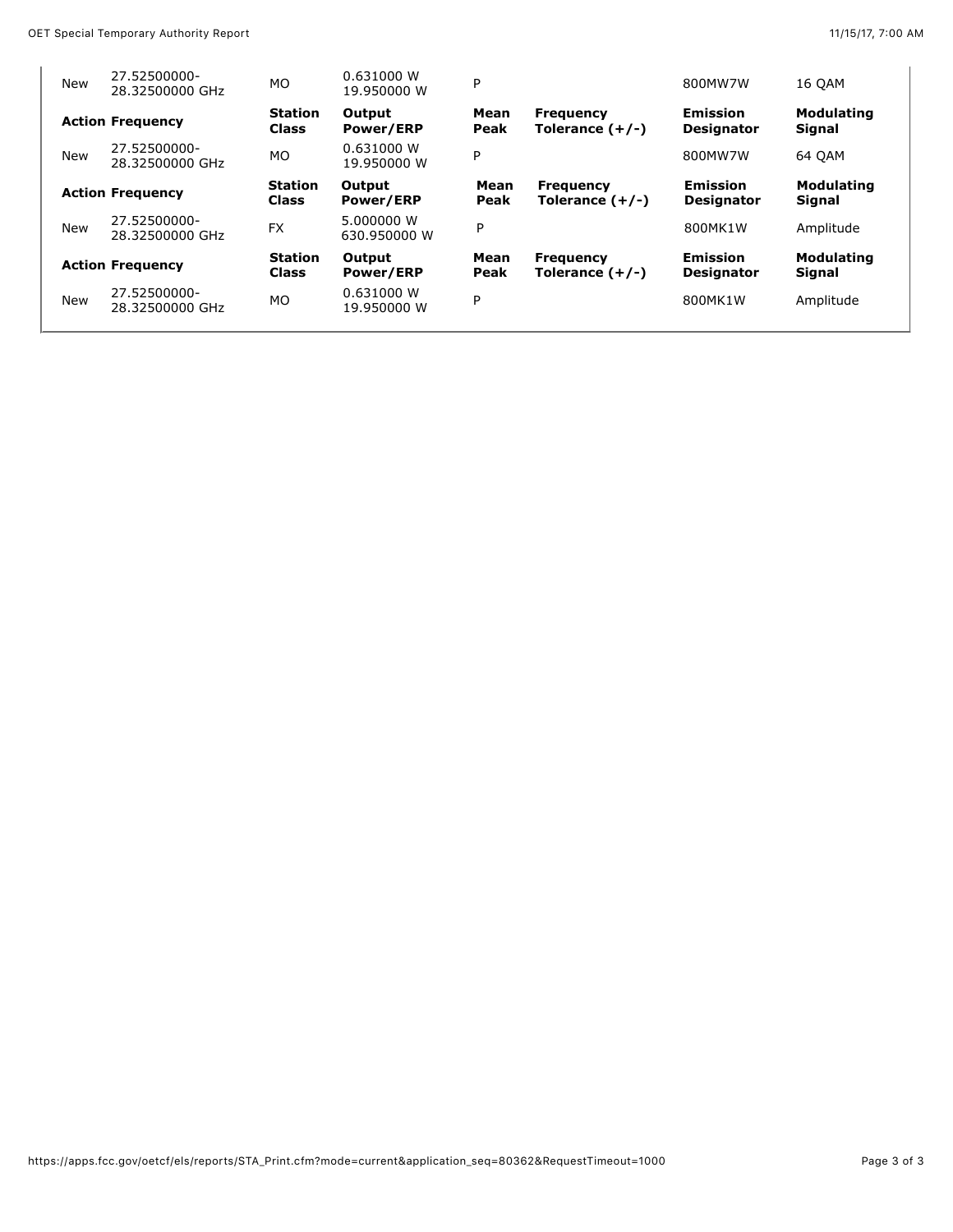| Action | Frequency | Station Class | Output Power/ERP | Mean Peak | Frequency Tolerance (+/-) | Emission Designator | Modulating Signal |
|---|---|---|---|---|---|---|---|
| New | 27.52500000-28.32500000 GHz | MO | 0.631000 W 19.950000 W | P | | 800MW7W | 16 QAM |

| Action | Frequency | Station Class | Output Power/ERP | Mean Peak | Frequency Tolerance (+/-) | Emission Designator | Modulating Signal |
|---|---|---|---|---|---|---|---|
| New | 27.52500000-28.32500000 GHz | MO | 0.631000 W 19.950000 W | P | | 800MW7W | 64 QAM |

| Action | Frequency | Station Class | Output Power/ERP | Mean Peak | Frequency Tolerance (+/-) | Emission Designator | Modulating Signal |
|---|---|---|---|---|---|---|---|
| New | 27.52500000-28.32500000 GHz | FX | 5.000000 W 630.950000 W | P | | 800MK1W | Amplitude |

| Action | Frequency | Station Class | Output Power/ERP | Mean Peak | Frequency Tolerance (+/-) | Emission Designator | Modulating Signal |
|---|---|---|---|---|---|---|---|
| New | 27.52500000-28.32500000 GHz | MO | 0.631000 W 19.950000 W | P | | 800MK1W | Amplitude |